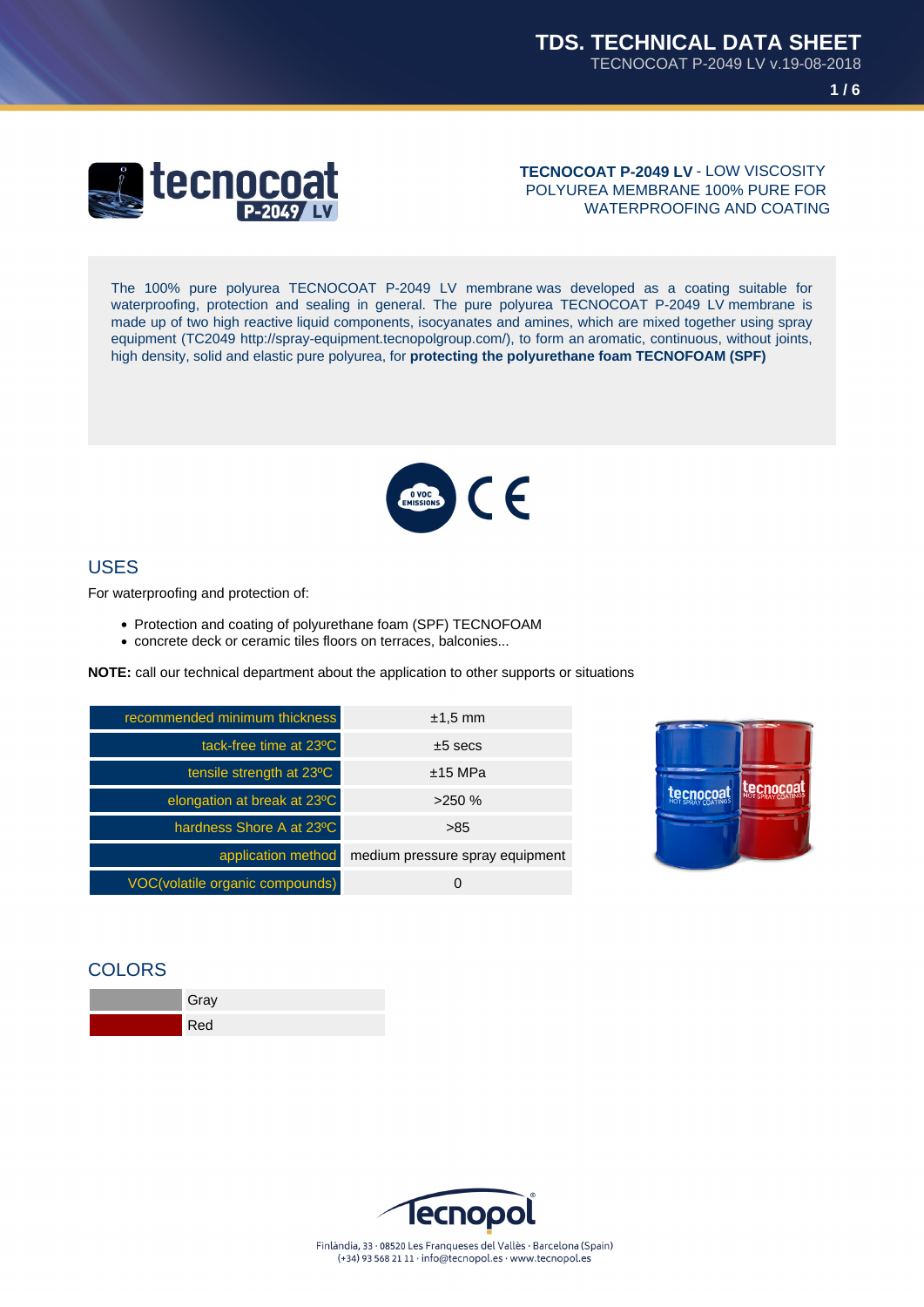**TECNOCOAT P-2049 LV** - LOW VISCOSITY POLYUREA MEMBRANE 100% PURE FOR WATERPROOFING AND COATING

The 100% pure polyurea TECNOCOAT P-2049 LV membrane was developed as a coating suitable for waterproofing, protection and sealing in general. The pure polyurea TECNOCOAT P-2049 LV membrane is made up of two high reactive liquid components, isocyanates and amines, which are mixed together using spray equipment (TC2049 http://spray-equipment.tecnopolgroup.com/), to form an aromatic, continuous, without joints, high density, solid and elastic pure polyurea, for **protecting the polyurethane foam TECNOFOAM (SPF)**

## USES

For waterproofing and protection of:

- Protection and coating of polyurethane foam (SPF) TECNOFOAM
- concrete deck or ceramic tiles floors on terraces, balconies...

**NOTE:** call our technical department about the application to other supports or situations

| | |
|---|---|
| recommended minimum thickness | ±1,5 mm |
| tack-free time at 23ºC | ±5 secs |
| tensile strength at 23ºC | ±15 MPa |
| elongation at break at 23ºC | >250 % |
| hardness Shore A at 23ºC | >85 |
| application method | medium pressure spray equipment |
| VOC(volatile organic compounds) | 0 |

## COLORS

- Gray
- Red

Finlàndia, 33 · 08520 Les Franqueses del Vallès · Barcelona (Spain)
(+34) 93 568 21 11 · info@tecnopol.es · www.tecnopol.es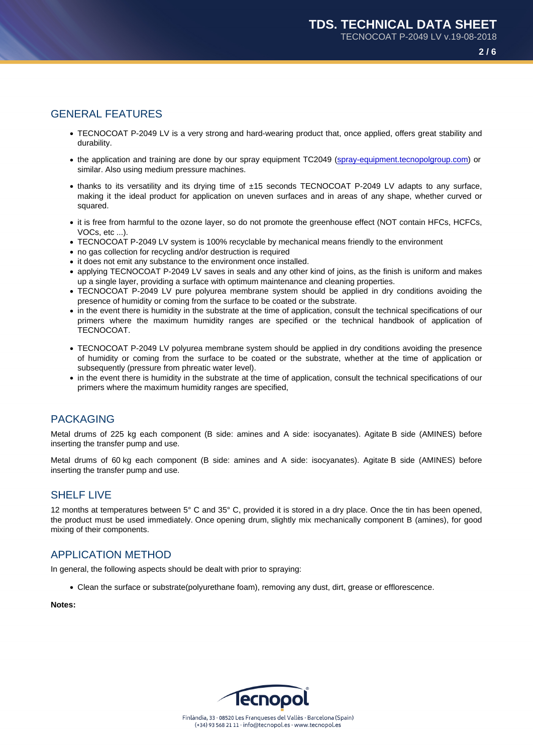## GENERAL FEATURES

- TECNOCOAT P-2049 LV is a very strong and hard-wearing product that, once applied, offers great stability and durability.
- the application and training are done by our spray equipment TC2049 (spray-equipment.tecnopolgroup.com) or similar. Also using medium pressure machines.
- thanks to its versatility and its drying time of ±15 seconds TECNOCOAT P-2049 LV adapts to any surface, making it the ideal product for application on uneven surfaces and in areas of any shape, whether curved or squared.
- it is free from harmful to the ozone layer, so do not promote the greenhouse effect (NOT contain HFCs, HCFCs, VOCs, etc ...).
- TECNOCOAT P-2049 LV system is 100% recyclable by mechanical means friendly to the environment
- no gas collection for recycling and/or destruction is required
- it does not emit any substance to the environment once installed.
- applying TECNOCOAT P-2049 LV saves in seals and any other kind of joins, as the finish is uniform and makes up a single layer, providing a surface with optimum maintenance and cleaning properties.
- TECNOCOAT P-2049 LV pure polyurea membrane system should be applied in dry conditions avoiding the presence of humidity or coming from the surface to be coated or the substrate.
- in the event there is humidity in the substrate at the time of application, consult the technical specifications of our primers where the maximum humidity ranges are specified or the technical handbook of application of TECNOCOAT.
- TECNOCOAT P-2049 LV polyurea membrane system should be applied in dry conditions avoiding the presence of humidity or coming from the surface to be coated or the substrate, whether at the time of application or subsequently (pressure from phreatic water level).
- in the event there is humidity in the substrate at the time of application, consult the technical specifications of our primers where the maximum humidity ranges are specified,

## PACKAGING

Metal drums of 225 kg each component (B side: amines and A side: isocyanates). Agitate B side (AMINES) before inserting the transfer pump and use.

Metal drums of 60 kg each component (B side: amines and A side: isocyanates). Agitate B side (AMINES) before inserting the transfer pump and use.

## SHELF LIVE

12 months at temperatures between 5° C and 35° C, provided it is stored in a dry place. Once the tin has been opened, the product must be used immediately. Once opening drum, slightly mix mechanically component B (amines), for good mixing of their components.

## APPLICATION METHOD

In general, the following aspects should be dealt with prior to spraying:

- Clean the surface or substrate(polyurethane foam), removing any dust, dirt, grease or efflorescence.

**Notes:**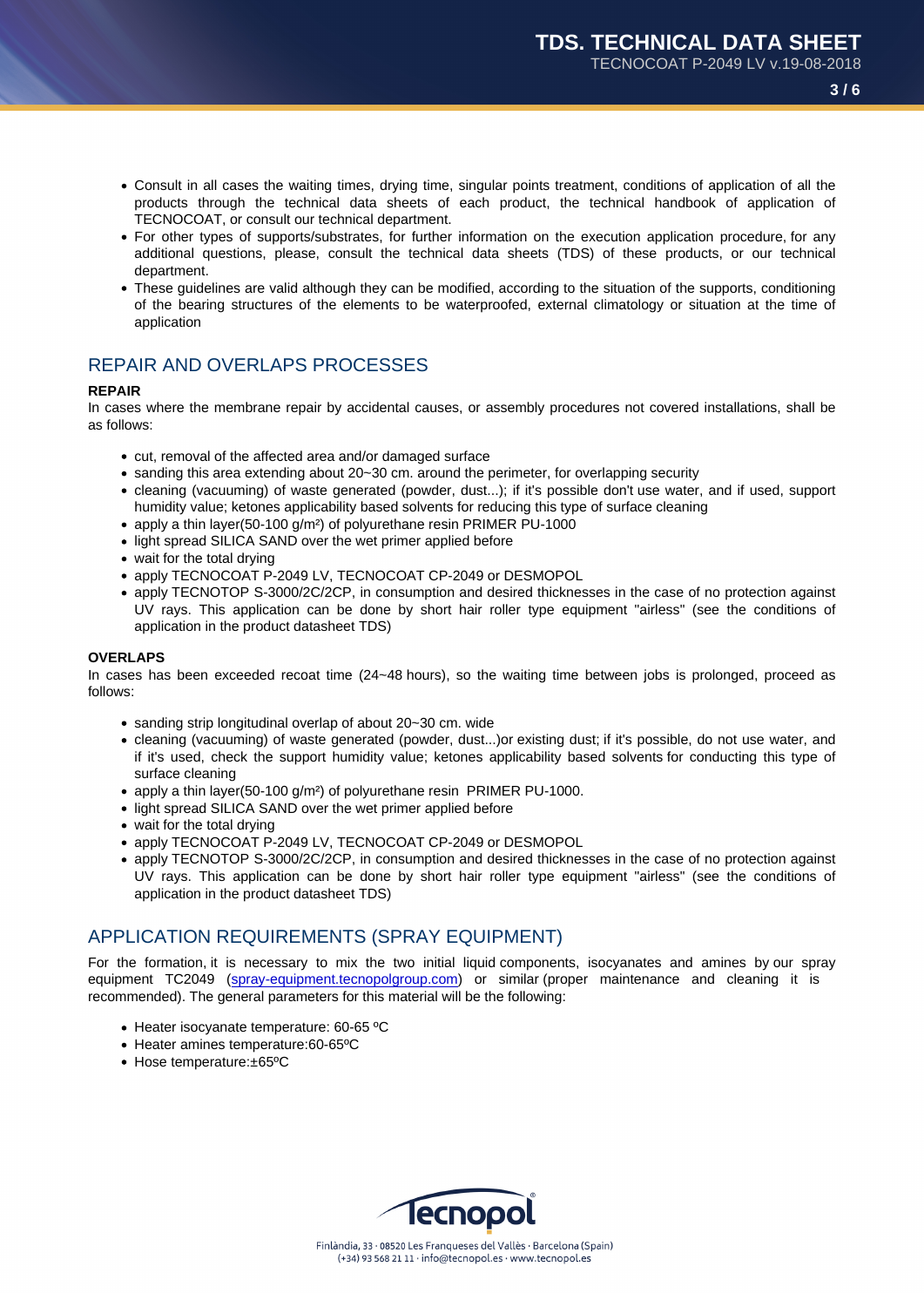- Consult in all cases the waiting times, drying time, singular points treatment, conditions of application of all the products through the technical data sheets of each product, the technical handbook of application of TECNOCOAT, or consult our technical department.
- For other types of supports/substrates, for further information on the execution application procedure, for any additional questions, please, consult the technical data sheets (TDS) of these products, or our technical department.
- These guidelines are valid although they can be modified, according to the situation of the supports, conditioning of the bearing structures of the elements to be waterproofed, external climatology or situation at the time of application

## REPAIR AND OVERLAPS PROCESSES

**REPAIR**

In cases where the membrane repair by accidental causes, or assembly procedures not covered installations, shall be as follows:

- cut, removal of the affected area and/or damaged surface
- sanding this area extending about 20~30 cm. around the perimeter, for overlapping security
- cleaning (vacuuming) of waste generated (powder, dust...); if it's possible don't use water, and if used, support humidity value; ketones applicability based solvents for reducing this type of surface cleaning
- apply a thin layer(50-100 g/m²) of polyurethane resin PRIMER PU-1000
- light spread SILICA SAND over the wet primer applied before
- wait for the total drying
- apply TECNOCOAT P-2049 LV, TECNOCOAT CP-2049 or DESMOPOL
- apply TECNOTOP S-3000/2C/2CP, in consumption and desired thicknesses in the case of no protection against UV rays. This application can be done by short hair roller type equipment "airless" (see the conditions of application in the product datasheet TDS)

**OVERLAPS**

In cases has been exceeded recoat time (24~48 hours), so the waiting time between jobs is prolonged, proceed as follows:

- sanding strip longitudinal overlap of about 20~30 cm. wide
- cleaning (vacuuming) of waste generated (powder, dust...)or existing dust; if it's possible, do not use water, and if it's used, check the support humidity value; ketones applicability based solvents for conducting this type of surface cleaning
- apply a thin layer(50-100 g/m²) of polyurethane resin PRIMER PU-1000.
- light spread SILICA SAND over the wet primer applied before
- wait for the total drying
- apply TECNOCOAT P-2049 LV, TECNOCOAT CP-2049 or DESMOPOL
- apply TECNOTOP S-3000/2C/2CP, in consumption and desired thicknesses in the case of no protection against UV rays. This application can be done by short hair roller type equipment "airless" (see the conditions of application in the product datasheet TDS)

## APPLICATION REQUIREMENTS (SPRAY EQUIPMENT)

For the formation, it is necessary to mix the two initial liquid components, isocyanates and amines by our spray equipment TC2049 (spray-equipment.tecnopolgroup.com) or similar (proper maintenance and cleaning it is recommended). The general parameters for this material will be the following:

- Heater isocyanate temperature: 60-65 ºC
- Heater amines temperature:60-65ºC
- Hose temperature:±65ºC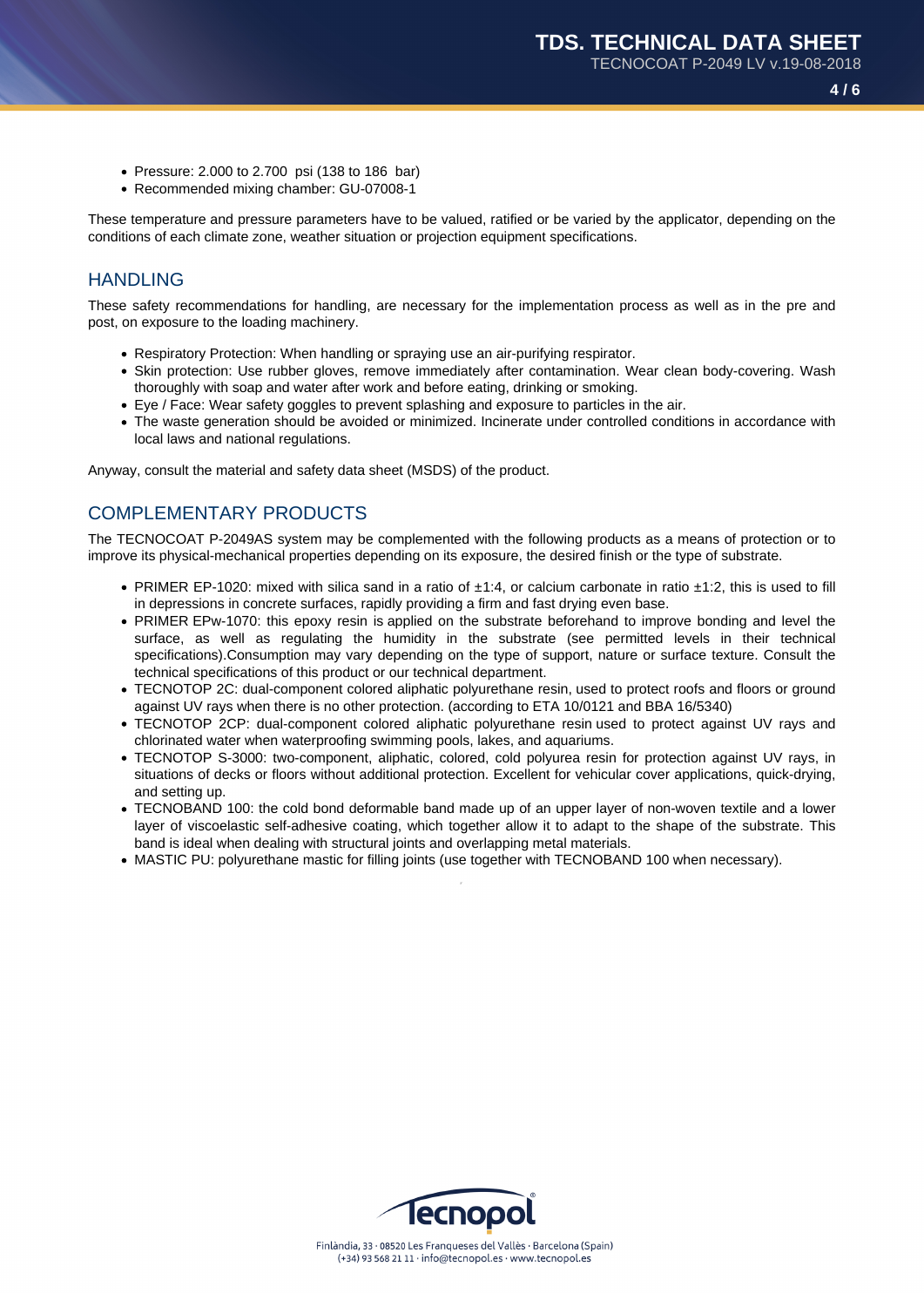- Pressure: 2.000 to 2.700 psi (138 to 186 bar)
- Recommended mixing chamber: GU-07008-1

These temperature and pressure parameters have to be valued, ratified or be varied by the applicator, depending on the conditions of each climate zone, weather situation or projection equipment specifications.

## HANDLING

These safety recommendations for handling, are necessary for the implementation process as well as in the pre and post, on exposure to the loading machinery.

- Respiratory Protection: When handling or spraying use an air-purifying respirator.
- Skin protection: Use rubber gloves, remove immediately after contamination. Wear clean body-covering. Wash thoroughly with soap and water after work and before eating, drinking or smoking.
- Eye / Face: Wear safety goggles to prevent splashing and exposure to particles in the air.
- The waste generation should be avoided or minimized. Incinerate under controlled conditions in accordance with local laws and national regulations.

Anyway, consult the material and safety data sheet (MSDS) of the product.

## COMPLEMENTARY PRODUCTS

The TECNOCOAT P-2049AS system may be complemented with the following products as a means of protection or to improve its physical-mechanical properties depending on its exposure, the desired finish or the type of substrate.

- PRIMER EP-1020: mixed with silica sand in a ratio of ±1:4, or calcium carbonate in ratio ±1:2, this is used to fill in depressions in concrete surfaces, rapidly providing a firm and fast drying even base.
- PRIMER EPw-1070: this epoxy resin is applied on the substrate beforehand to improve bonding and level the surface, as well as regulating the humidity in the substrate (see permitted levels in their technical specifications).Consumption may vary depending on the type of support, nature or surface texture. Consult the technical specifications of this product or our technical department.
- TECNOTOP 2C: dual-component colored aliphatic polyurethane resin, used to protect roofs and floors or ground against UV rays when there is no other protection. (according to ETA 10/0121 and BBA 16/5340)
- TECNOTOP 2CP: dual-component colored aliphatic polyurethane resin used to protect against UV rays and chlorinated water when waterproofing swimming pools, lakes, and aquariums.
- TECNOTOP S-3000: two-component, aliphatic, colored, cold polyurea resin for protection against UV rays, in situations of decks or floors without additional protection. Excellent for vehicular cover applications, quick-drying, and setting up.
- TECNOBAND 100: the cold bond deformable band made up of an upper layer of non-woven textile and a lower layer of viscoelastic self-adhesive coating, which together allow it to adapt to the shape of the substrate. This band is ideal when dealing with structural joints and overlapping metal materials.
- MASTIC PU: polyurethane mastic for filling joints (use together with TECNOBAND 100 when necessary).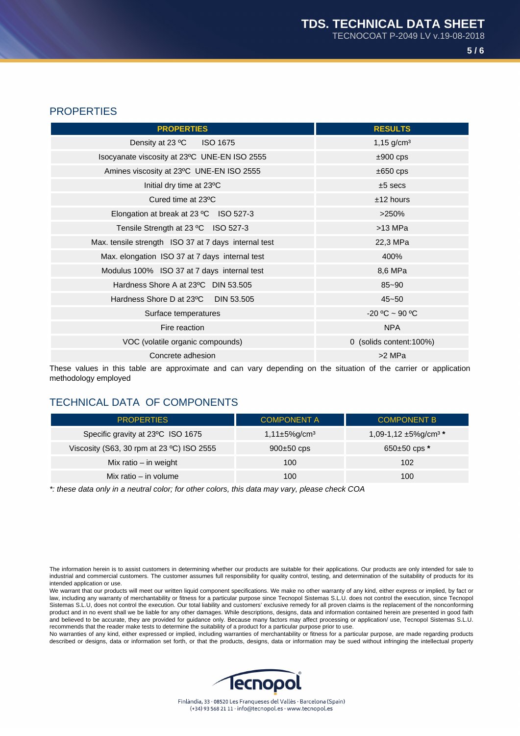## PROPERTIES

| PROPERTIES | RESULTS |
|---|---|
| Density at 23 ºC ISO 1675 | 1,15 g/cm³ |
| Isocyanate viscosity at 23ºC UNE-EN ISO 2555 | ±900 cps |
| Amines viscosity at 23ºC UNE-EN ISO 2555 | ±650 cps |
| Initial dry time at 23ºC | ±5 secs |
| Cured time at 23ºC | ±12 hours |
| Elongation at break at 23 ºC ISO 527-3 | >250% |
| Tensile Strength at 23 ºC ISO 527-3 | >13 MPa |
| Max. tensile strength ISO 37 at 7 days internal test | 22,3 MPa |
| Max. elongation ISO 37 at 7 days internal test | 400% |
| Modulus 100% ISO 37 at 7 days internal test | 8,6 MPa |
| Hardness Shore A at 23ºC DIN 53.505 | 85~90 |
| Hardness Shore D at 23ºC DIN 53.505 | 45~50 |
| Surface temperatures | -20 ºC ~ 90 ºC |
| Fire reaction | NPA |
| VOC (volatile organic compounds) | 0 (solids content:100%) |
| Concrete adhesion | >2 MPa |

These values in this table are approximate and can vary depending on the situation of the carrier or application methodology employed

## TECHNICAL DATA OF COMPONENTS

| PROPERTIES | COMPONENT A | COMPONENT B |
|---|---|---|
| Specific gravity at 23ºC ISO 1675 | 1,11±5%g/cm³ | 1,09-1,12 ±5%g/cm³ **\*** |
| Viscosity (S63, 30 rpm at 23 ºC) ISO 2555 | 900±50 cps | 650±50 cps **\*** |
| Mix ratio – in weight | 100 | 102 |
| Mix ratio – in volume | 100 | 100 |

*\*: these data only in a neutral color; for other colors, this data may vary, please check COA*

The information herein is to assist customers in determining whether our products are suitable for their applications. Our products are only intended for sale to industrial and commercial customers. The customer assumes full responsibility for quality control, testing, and determination of the suitability of products for its intended application or use.

We warrant that our products will meet our written liquid component specifications. We make no other warranty of any kind, either express or implied, by fact or law, including any warranty of merchantability or fitness for a particular purpose since Tecnopol Sistemas S.L.U. does not control the execution, since Tecnopol Sistemas S.L.U, does not control the execution. Our total liability and customers' exclusive remedy for all proven claims is the replacement of the nonconforming product and in no event shall we be liable for any other damages. While descriptions, designs, data and information contained herein are presented in good faith and believed to be accurate, they are provided for guidance only. Because many factors may affect processing or application/ use, Tecnopol Sistemas S.L.U. recommends that the reader make tests to determine the suitability of a product for a particular purpose prior to use.

No warranties of any kind, either expressed or implied, including warranties of merchantability or fitness for a particular purpose, are made regarding products described or designs, data or information set forth, or that the products, designs, data or information may be sued without infringing the intellectual property

tecnopol

Finlàndia, 33 · 08520 Les Franqueses del Vallès · Barcelona (Spain)
(+34) 93 568 21 11 · info@tecnopol.es · www.tecnopol.es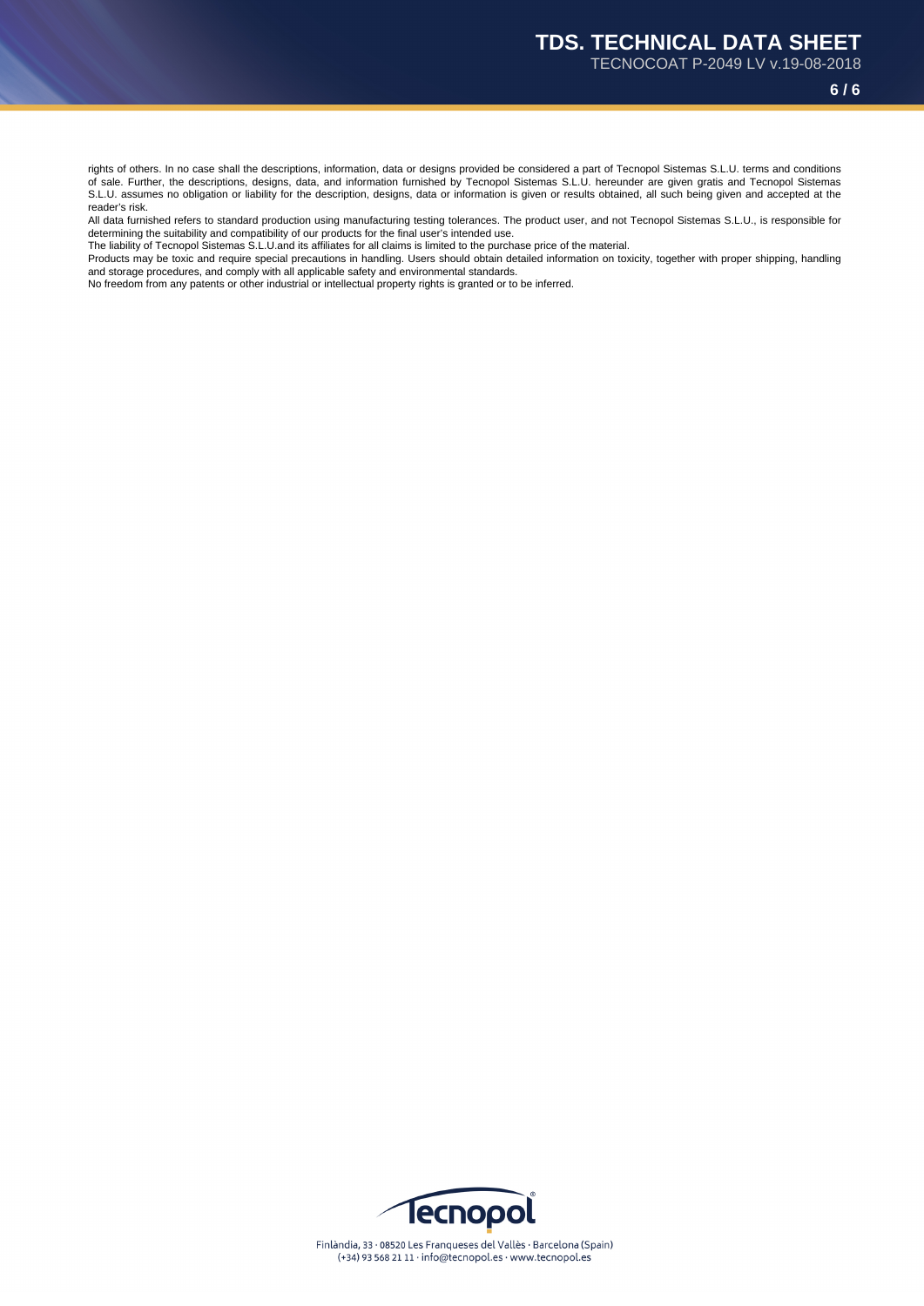rights of others. In no case shall the descriptions, information, data or designs provided be considered a part of Tecnopol Sistemas S.L.U. terms and conditions of sale. Further, the descriptions, designs, data, and information furnished by Tecnopol Sistemas S.L.U. hereunder are given gratis and Tecnopol Sistemas S.L.U. assumes no obligation or liability for the description, designs, data or information is given or results obtained, all such being given and accepted at the reader's risk.

All data furnished refers to standard production using manufacturing testing tolerances. The product user, and not Tecnopol Sistemas S.L.U., is responsible for determining the suitability and compatibility of our products for the final user's intended use.

The liability of Tecnopol Sistemas S.L.U.and its affiliates for all claims is limited to the purchase price of the material.

Products may be toxic and require special precautions in handling. Users should obtain detailed information on toxicity, together with proper shipping, handling and storage procedures, and comply with all applicable safety and environmental standards.

No freedom from any patents or other industrial or intellectual property rights is granted or to be inferred.

Tecnopol

Finlàndia, 33 · 08520 Les Franqueses del Vallès · Barcelona (Spain)
(+34) 93 568 21 11 · info@tecnopol.es · www.tecnopol.es